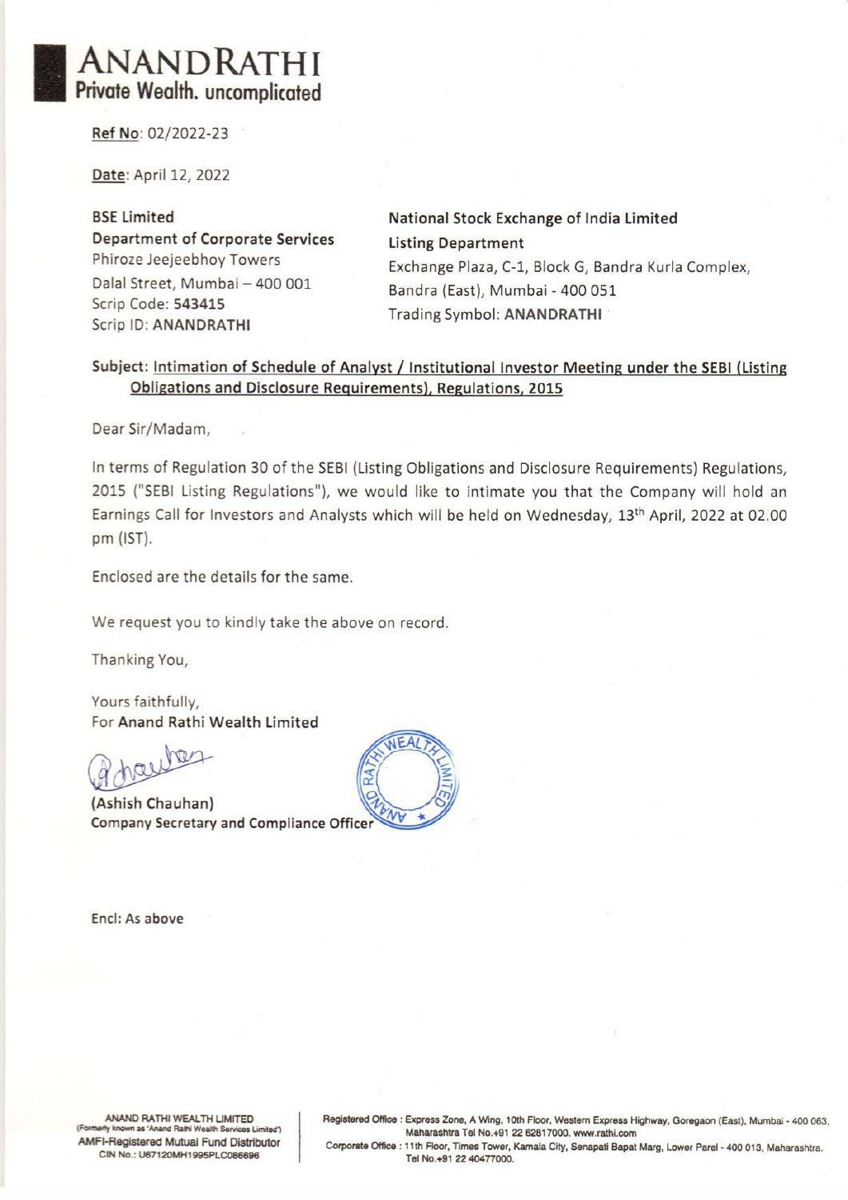# ANANDRATHI
**Private Wealth. uncomplicated**

**Ref No**: 02/2022-23

**Date**: April 12, 2022

**BSE Limited**
**Department of Corporate Services**
Phiroze Jeejeebhoy Towers
Dalal Street, Mumbai – 400 001
Scrip Code: **543415**
Scrip ID: **ANANDRATHI**

**National Stock Exchange of India Limited**
**Listing Department**
Exchange Plaza, C-1, Block G, Bandra Kurla Complex,
Bandra (East), Mumbai - 400 051
Trading Symbol: **ANANDRATHI**

**Subject: Intimation of Schedule of Analyst / Institutional Investor Meeting under the SEBI (Listing Obligations and Disclosure Requirements), Regulations, 2015**

Dear Sir/Madam,

In terms of Regulation 30 of the SEBI (Listing Obligations and Disclosure Requirements) Regulations, 2015 ("SEBI Listing Regulations"), we would like to intimate you that the Company will hold an Earnings Call for Investors and Analysts which will be held on Wednesday, 13th April, 2022 at 02.00 pm (IST).

Enclosed are the details for the same.

We request you to kindly take the above on record.

Thanking You,

Yours faithfully,
For **Anand Rathi Wealth Limited**

**(Ashish Chauhan)**
**Company Secretary and Compliance Officer**

**Encl: As above**

ANAND RATHI WEALTH LIMITED
(Formerly known as 'Anand Rathi Wealth Services Limited')
AMFI-Registered Mutual Fund Distributor
CIN No.: U67120MH1995PLC086696

Registered Office : Express Zone, A Wing, 10th Floor, Western Express Highway, Goregaon (East), Mumbai - 400 063, Maharashtra Tel No.+91 22 62817000. www.rathi.com
Corporate Office : 11th Floor, Times Tower, Kamala City, Senapati Bapat Marg, Lower Parel - 400 013, Maharashtra. Tel No.+91 22 40477000.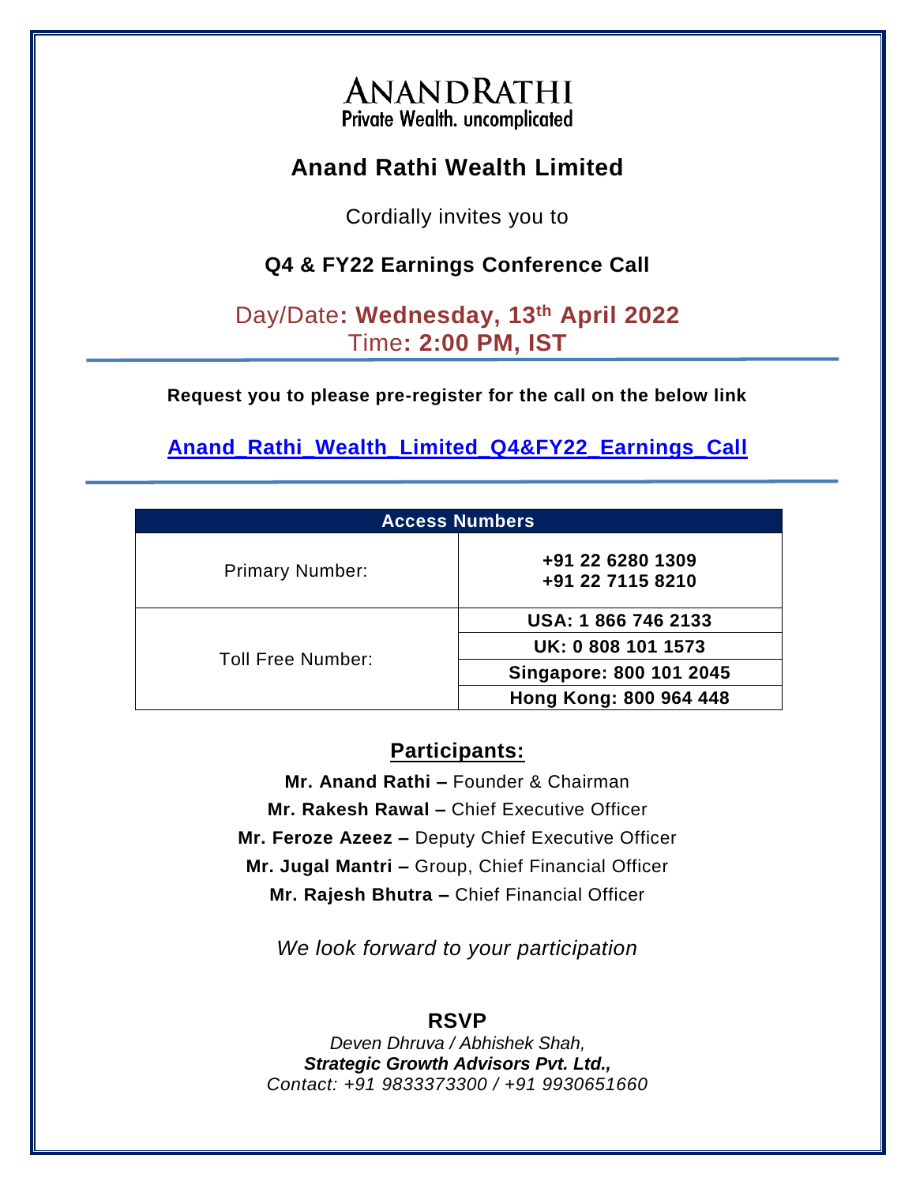# ANANDRATHI

Private Wealth. uncomplicated

## Anand Rathi Wealth Limited

Cordially invites you to

**Q4 & FY22 Earnings Conference Call**

Day/Date**: Wednesday, 13th April 2022**
Time**: 2:00 PM, IST**

---

**Request you to please pre-register for the call on the below link**

**Anand_Rathi_Wealth_Limited_Q4&FY22_Earnings_Call**

---

| Access Numbers | |
|---|---|
| Primary Number: | **+91 22 6280 1309** <br> **+91 22 7115 8210** |
| Toll Free Number: | **USA: 1 866 746 2133** |
| | **UK: 0 808 101 1573** |
| | **Singapore: 800 101 2045** |
| | **Hong Kong: 800 964 448** |

## Participants:

**Mr. Anand Rathi –** Founder & Chairman
**Mr. Rakesh Rawal –** Chief Executive Officer
**Mr. Feroze Azeez –** Deputy Chief Executive Officer
**Mr. Jugal Mantri –** Group, Chief Financial Officer
**Mr. Rajesh Bhutra –** Chief Financial Officer

*We look forward to your participation*

**RSVP**

*Deven Dhruva / Abhishek Shah,*
***Strategic Growth Advisors Pvt. Ltd.,***
*Contact: +91 9833373300 / +91 9930651660*